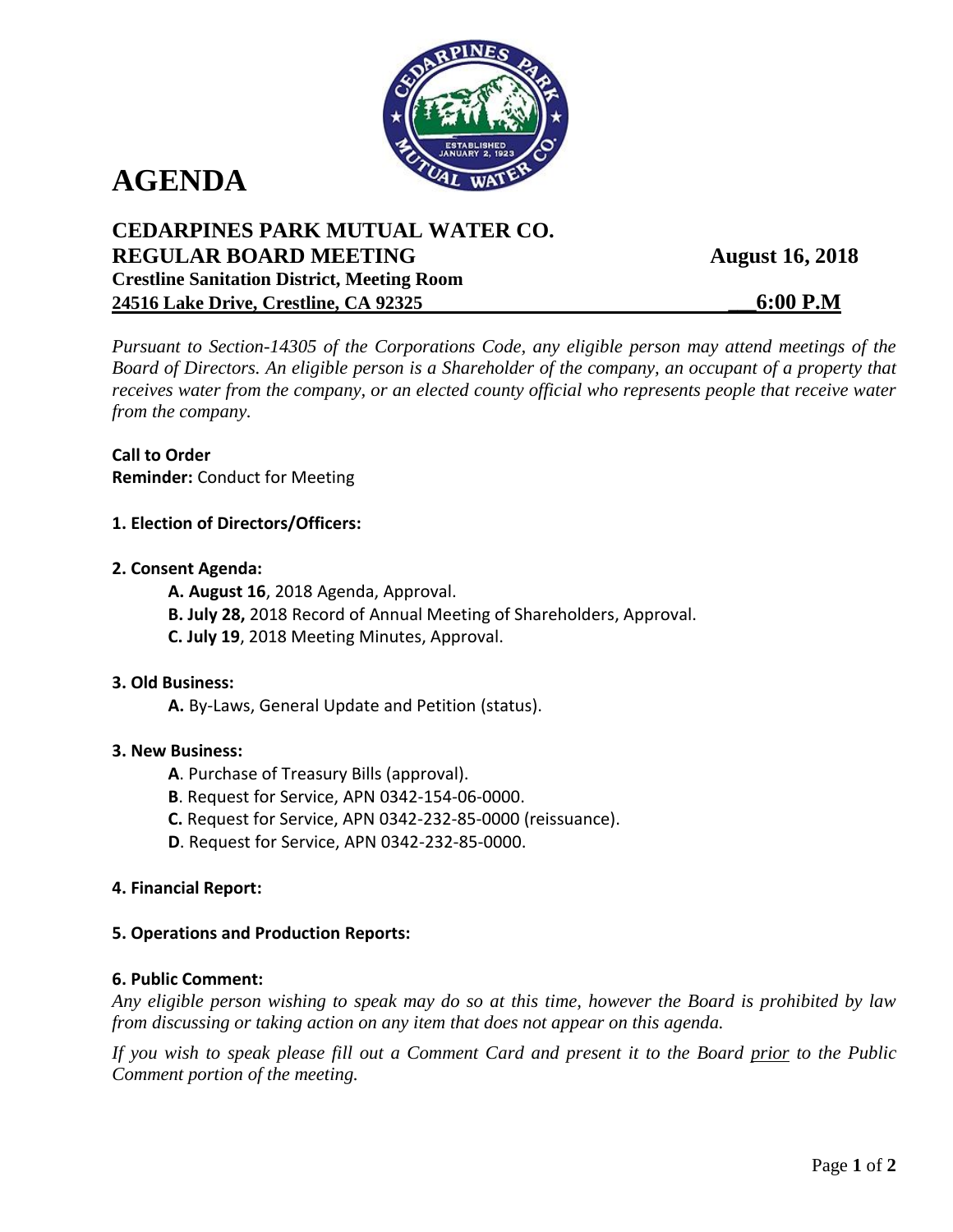# AGENDA

## CEDARPINES PARK MUTUAL WATER CO.
## REGULAR BOARD MEETING — August 16, 2018

**Crestline Sanitation District, Meeting Room**
**24516 Lake Drive, Crestline, CA 92325** — **6:00 P.M**

*Pursuant to Section-14305 of the Corporations Code, any eligible person may attend meetings of the Board of Directors. An eligible person is a Shareholder of the company, an occupant of a property that receives water from the company, or an elected county official who represents people that receive water from the company.*

**Call to Order**
**Reminder:** Conduct for Meeting

**1. Election of Directors/Officers:**

**2. Consent Agenda:**

- **A. August 16**, 2018 Agenda, Approval.
- **B. July 28,** 2018 Record of Annual Meeting of Shareholders, Approval.
- **C. July 19**, 2018 Meeting Minutes, Approval.

**3. Old Business:**

- **A.** By-Laws, General Update and Petition (status).

**3. New Business:**

- **A**. Purchase of Treasury Bills (approval).
- **B**. Request for Service, APN 0342-154-06-0000.
- **C.** Request for Service, APN 0342-232-85-0000 (reissuance).
- **D**. Request for Service, APN 0342-232-85-0000.

**4. Financial Report:**

**5. Operations and Production Reports:**

**6. Public Comment:**

*Any eligible person wishing to speak may do so at this time, however the Board is prohibited by law from discussing or taking action on any item that does not appear on this agenda.*

*If you wish to speak please fill out a Comment Card and present it to the Board prior to the Public Comment portion of the meeting.*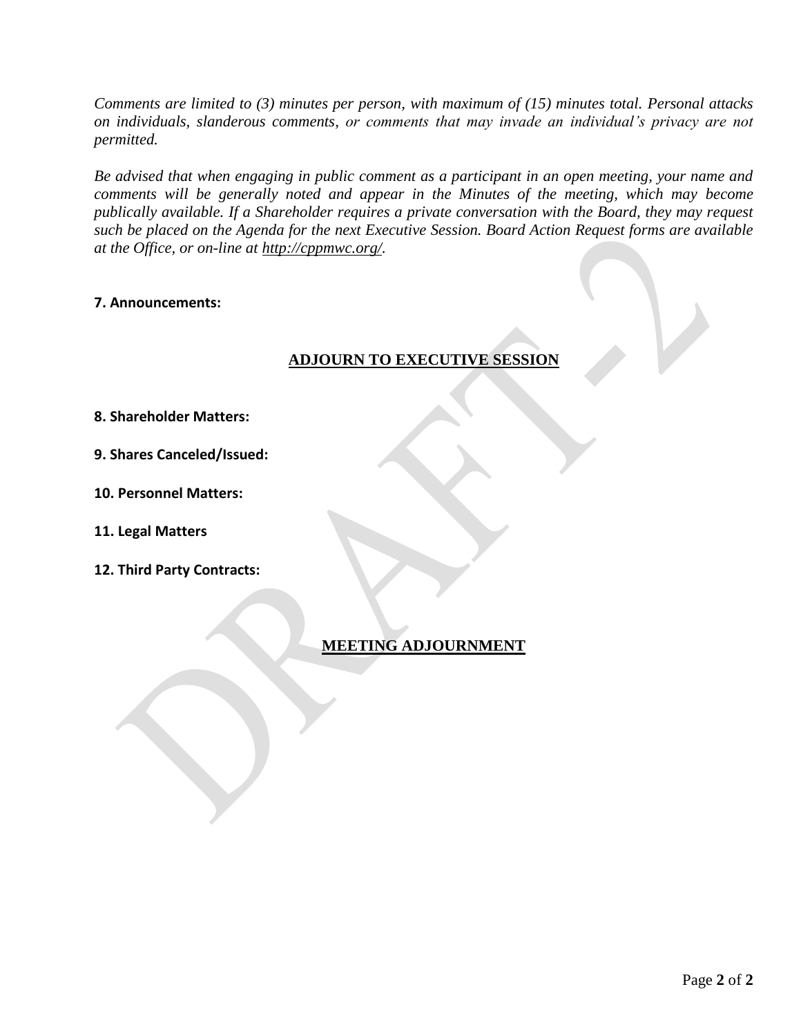*Comments are limited to (3) minutes per person, with maximum of (15) minutes total. Personal attacks on individuals, slanderous comments, or comments that may invade an individual's privacy are not permitted.*

*Be advised that when engaging in public comment as a participant in an open meeting, your name and comments will be generally noted and appear in the Minutes of the meeting, which may become publically available. If a Shareholder requires a private conversation with the Board, they may request such be placed on the Agenda for the next Executive Session. Board Action Request forms are available at the Office, or on-line at http://cppmwc.org/.*

**7. Announcements:**

**ADJOURN TO EXECUTIVE SESSION**

**8. Shareholder Matters:**

**9. Shares Canceled/Issued:**

**10. Personnel Matters:**

**11. Legal Matters**

**12. Third Party Contracts:**

**MEETING ADJOURNMENT**